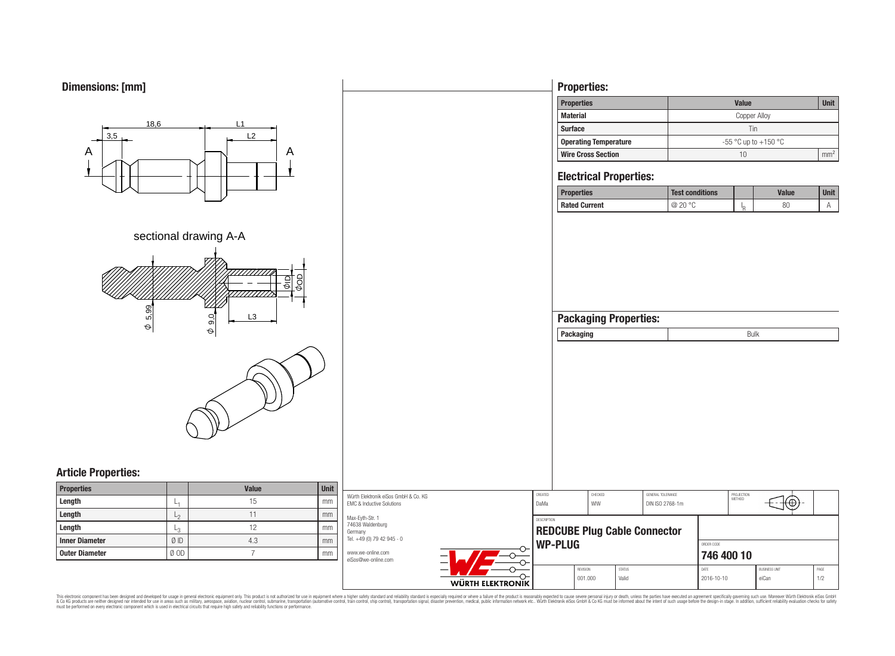## Dimensions: [mm]

18,6 — 3,5 — L1 — L2 — A — A

sectional drawing A-A

ϕ 5.99 — ϕ 9.0 — L3 — ϕID — ϕOD

## Article Properties:

| Properties | | Value | Unit |
|---|---|---|---|
| Length | $L_1$ | 15 | mm |
| Length | $L_2$ | 11 | mm |
| Length | $L_3$ | 12 | mm |
| Inner Diameter | Ø ID | 4.3 | mm |
| Outer Diameter | Ø OD | 7 | mm |

## Properties:

| Properties | Value | Unit |
|---|---|---|
| Material | Copper Alloy | |
| Surface | Tin | |
| Operating Temperature | -55 °C up to +150 °C | |
| Wire Cross Section | 10 | $mm^2$ |

## Electrical Properties:

| Properties | Test conditions | | Value | Unit |
|---|---|---|---|---|
| Rated Current | @ 20 °C | $I_R$ | 80 | A |

## Packaging Properties:

| Packaging | Bulk |
|---|---|

Würth Elektronik eiSos GmbH & Co. KG
EMC & Inductive Solutions

Max-Eyth-Str. 1
74638 Waldenburg
Germany
Tel. +49 (0) 79 42 945 - 0

www.we-online.com
eiSos@we-online.com

WÜRTH ELEKTRONIK

| CREATED | CHECKED | GENERAL TOLERANCE | PROJECTION METHOD |
|---|---|---|---|
| DaMa | WIW | DIN ISO 2768-1m | |

DESCRIPTION
**REDCUBE Plug Cable Connector WP-PLUG**

ORDER CODE
**746 400 10**

| REVISION | STATUS | DATE | BUSINESS UNIT | PAGE |
|---|---|---|---|---|
| 001.000 | Valid | 2016-10-10 | eiCan | 1/2 |

This electronic component has been designed and developed for usage in general electronic equipment only. This product is not authorized for use in equipment where a higher safety standard and reliability standard is especially required or where a failure of the product is reasonably expected to cause severe personal injury or death, unless the parties have executed an agreement specifically governing such use. Moreover Würth Elektronik eiSos GmbH & Co KG products are neither designed nor intended for use in areas such as military, aerospace, aviation, nuclear control, submarine, transportation (automotive control, train control, ship control), transportation signal, disaster prevention, medical, public information network etc.. Würth Elektronik eiSos GmbH & Co KG must be informed about the intent of such usage before the design-in stage. In addition, sufficient reliability evaluation checks for safety must be performed on every electronic component which is used in electrical circuits that require high safety and reliability functions or performance.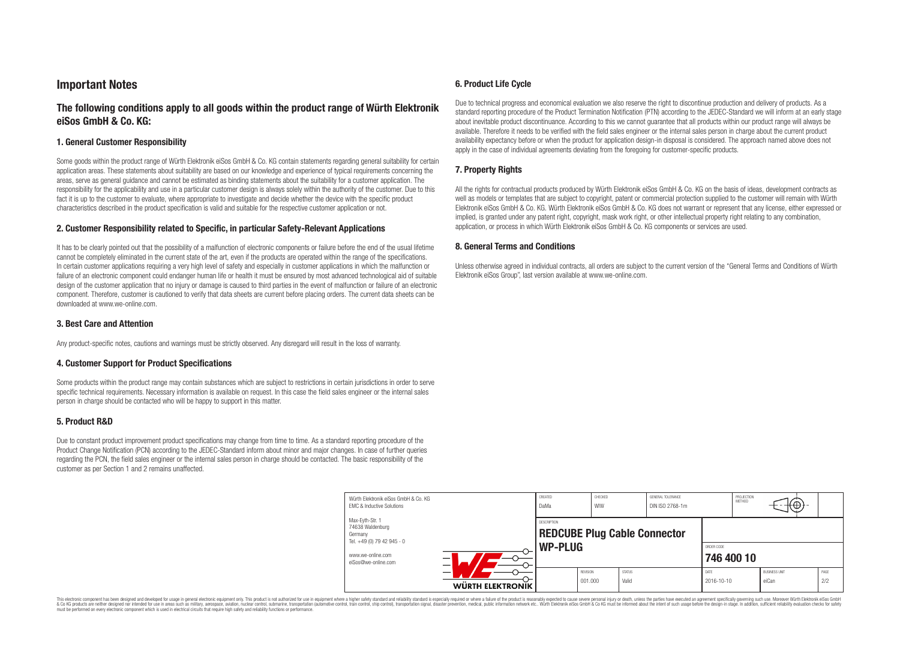# Important Notes

## The following conditions apply to all goods within the product range of Würth Elektronik eiSos GmbH & Co. KG:

### 1. General Customer Responsibility

Some goods within the product range of Würth Elektronik eiSos GmbH & Co. KG contain statements regarding general suitability for certain application areas. These statements about suitability are based on our knowledge and experience of typical requirements concerning the areas, serve as general guidance and cannot be estimated as binding statements about the suitability for a customer application. The responsibility for the applicability and use in a particular customer design is always solely within the authority of the customer. Due to this fact it is up to the customer to evaluate, where appropriate to investigate and decide whether the device with the specific product characteristics described in the product specification is valid and suitable for the respective customer application or not.

### 2. Customer Responsibility related to Specific, in particular Safety-Relevant Applications

It has to be clearly pointed out that the possibility of a malfunction of electronic components or failure before the end of the usual lifetime cannot be completely eliminated in the current state of the art, even if the products are operated within the range of the specifications. In certain customer applications requiring a very high level of safety and especially in customer applications in which the malfunction or failure of an electronic component could endanger human life or health it must be ensured by most advanced technological aid of suitable design of the customer application that no injury or damage is caused to third parties in the event of malfunction or failure of an electronic component. Therefore, customer is cautioned to verify that data sheets are current before placing orders. The current data sheets can be downloaded at www.we-online.com.

### 3. Best Care and Attention

Any product-specific notes, cautions and warnings must be strictly observed. Any disregard will result in the loss of warranty.

### 4. Customer Support for Product Specifications

Some products within the product range may contain substances which are subject to restrictions in certain jurisdictions in order to serve specific technical requirements. Necessary information is available on request. In this case the field sales engineer or the internal sales person in charge should be contacted who will be happy to support in this matter.

### 5. Product R&D

Due to constant product improvement product specifications may change from time to time. As a standard reporting procedure of the Product Change Notification (PCN) according to the JEDEC-Standard inform about minor and major changes. In case of further queries regarding the PCN, the field sales engineer or the internal sales person in charge should be contacted. The basic responsibility of the customer as per Section 1 and 2 remains unaffected.

### 6. Product Life Cycle

Due to technical progress and economical evaluation we also reserve the right to discontinue production and delivery of products. As a standard reporting procedure of the Product Termination Notification (PTN) according to the JEDEC-Standard we will inform at an early stage about inevitable product discontinuance. According to this we cannot guarantee that all products within our product range will always be available. Therefore it needs to be verified with the field sales engineer or the internal sales person in charge about the current product availability expectancy before or when the product for application design-in disposal is considered. The approach named above does not apply in the case of individual agreements deviating from the foregoing for customer-specific products.

### 7. Property Rights

All the rights for contractual products produced by Würth Elektronik eiSos GmbH & Co. KG on the basis of ideas, development contracts as well as models or templates that are subject to copyright, patent or commercial protection supplied to the customer will remain with Würth Elektronik eiSos GmbH & Co. KG. Würth Elektronik eiSos GmbH & Co. KG does not warrant or represent that any license, either expressed or implied, is granted under any patent right, copyright, mask work right, or other intellectual property right relating to any combination, application, or process in which Würth Elektronik eiSos GmbH & Co. KG components or services are used.

### 8. General Terms and Conditions

Unless otherwise agreed in individual contracts, all orders are subject to the current version of the "General Terms and Conditions of Würth Elektronik eiSos Group", last version available at www.we-online.com.

| | | | | | | |
|---|---|---|---|---|---|---|
| Würth Elektronik eiSos GmbH & Co. KG<br>EMC & Inductive Solutions | CREATED<br>DaMa | CHECKED<br>WIW | GENERAL TOLERANCE<br>DIN ISO 2768-1m | PROJECTION METHOD | | |
| Max-Eyth-Str. 1<br>74638 Waldenburg<br>Germany<br>Tel. +49 (0) 79 42 945 - 0<br>www.we-online.com<br>eiSos@we-online.com | DESCRIPTION<br>**REDCUBE Plug Cable Connector WP-PLUG** | | | ORDER CODE<br>**746 400 10** | | |
| WÜRTH ELEKTRONIK | | REVISION<br>001.000 | STATUS<br>Valid | DATE<br>2016-10-10 | BUSINESS UNIT<br>eiCan | PAGE<br>2/2 |

This electronic component has been designed and developed for usage in general electronic equipment only. This product is not authorized for use in equipment where a higher safety standard and reliability standard is especially required or where a failure of the product is reasonably expected to cause severe personal injury or death, unless the parties have executed an agreement specifically governing such use. Moreover Würth Elektronik eiSos GmbH & Co KG products are neither designed nor intended for use in areas such as military, aerospace, aviation, nuclear control, submarine, transportation (automotive control, train control, ship control), transportation signal, disaster prevention, medical, public information network etc.. Würth Elektronik eiSos GmbH & Co KG must be informed about the intent of such usage before the design-in stage. In addition, sufficient reliability evaluation checks for safety must be performed on every electronic component which is used in electrical circuits that require high safety and reliability functions or performance.